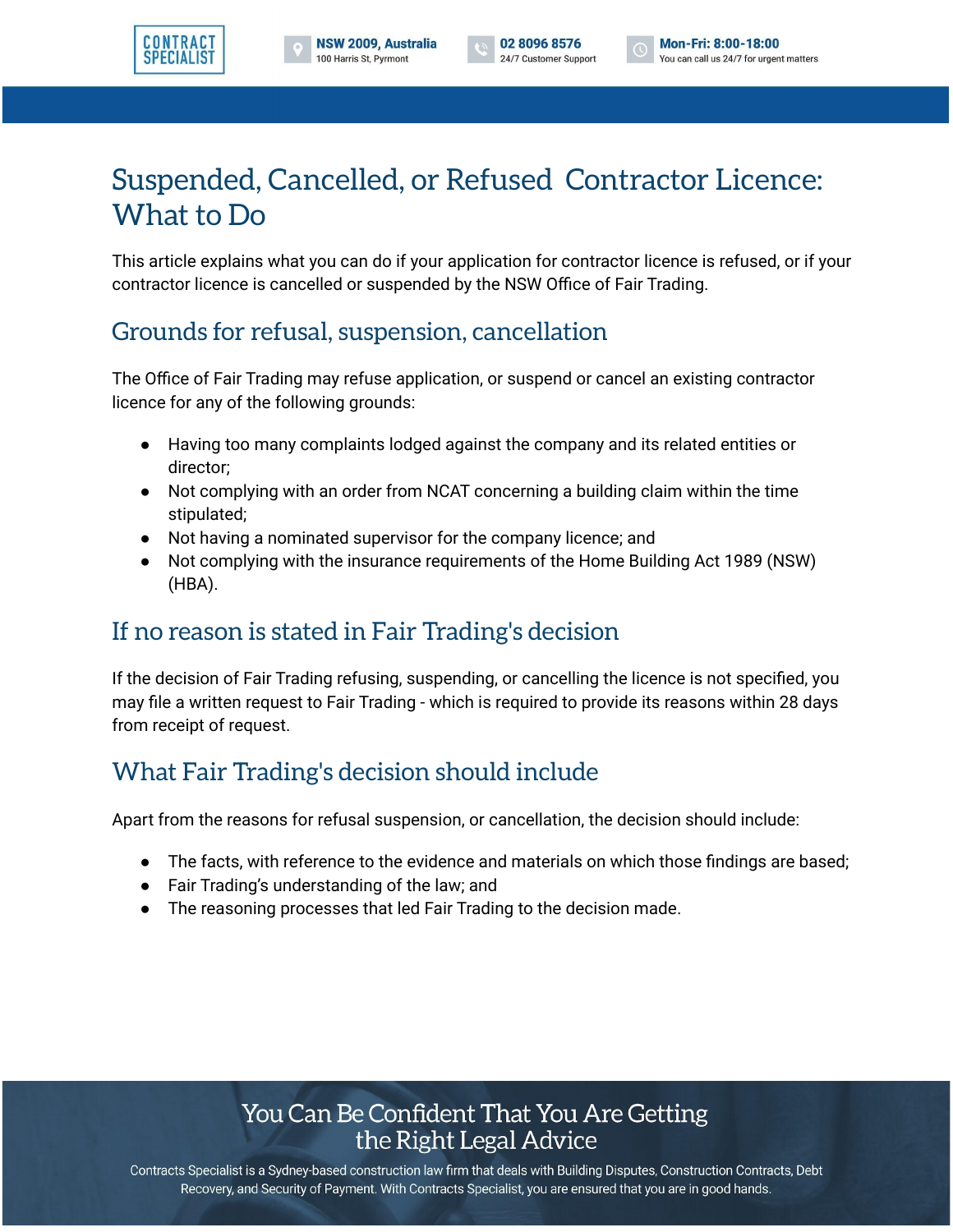# Suspended, Cancelled, or Refused Contractor Licence: What to Do

This article explains what you can do if your application for contractor licence is refused, or if your contractor licence is cancelled or suspended by the NSW Office of Fair Trading.

## Grounds for refusal, suspension, cancellation

The Office of Fair Trading may refuse application, or suspend or cancel an existing contractor licence for any of the following grounds:

- Having too many complaints lodged against the company and its related entities or director;
- Not complying with an order from NCAT concerning a building claim within the time stipulated;
- Not having a nominated supervisor for the company licence; and
- Not complying with the insurance requirements of the Home Building Act 1989 (NSW) (HBA).

## If no reason is stated in Fair Trading's decision

If the decision of Fair Trading refusing, suspending, or cancelling the licence is not specified, you may file a written request to Fair Trading - which is required to provide its reasons within 28 days from receipt of request.

## What Fair Trading's decision should include

Apart from the reasons for refusal suspension, or cancellation, the decision should include:

- The facts, with reference to the evidence and materials on which those findings are based;
- Fair Trading's understanding of the law; and
- The reasoning processes that led Fair Trading to the decision made.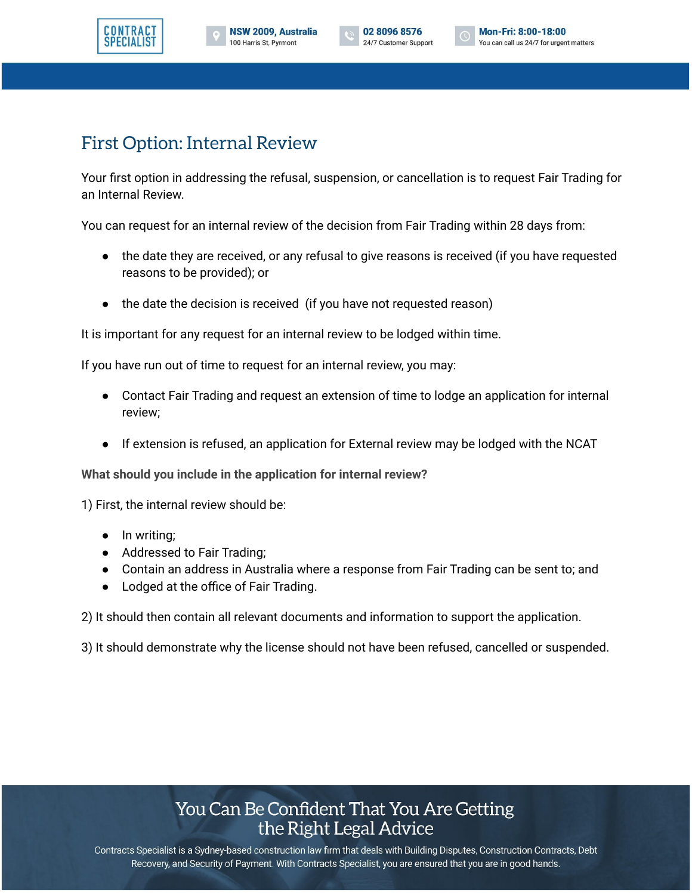## First Option: Internal Review

Your first option in addressing the refusal, suspension, or cancellation is to request Fair Trading for an Internal Review.

You can request for an internal review of the decision from Fair Trading within 28 days from:

- the date they are received, or any refusal to give reasons is received (if you have requested reasons to be provided); or
- the date the decision is received  (if you have not requested reason)

It is important for any request for an internal review to be lodged within time.

If you have run out of time to request for an internal review, you may:

- Contact Fair Trading and request an extension of time to lodge an application for internal review;
- If extension is refused, an application for External review may be lodged with the NCAT

**What should you include in the application for internal review?**

1) First, the internal review should be:

- In writing;
- Addressed to Fair Trading;
- Contain an address in Australia where a response from Fair Trading can be sent to; and
- Lodged at the office of Fair Trading.

2) It should then contain all relevant documents and information to support the application.

3) It should demonstrate why the license should not have been refused, cancelled or suspended.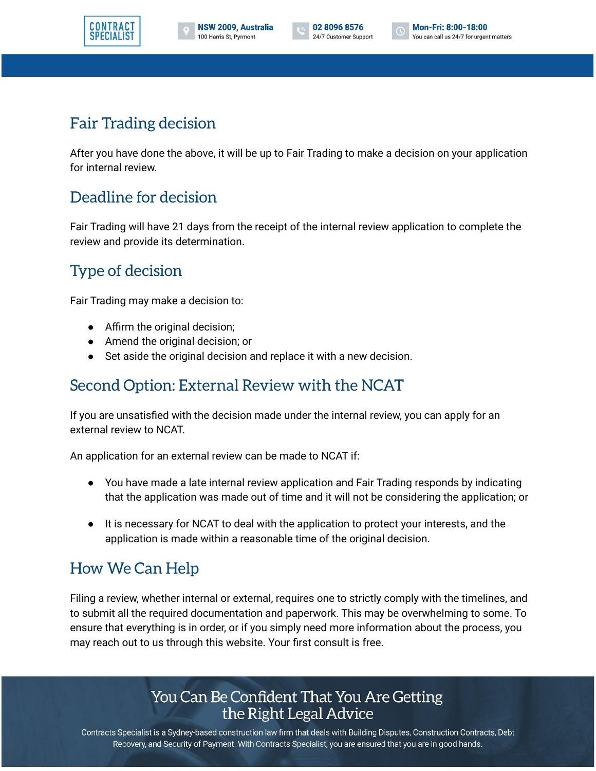## Fair Trading decision

After you have done the above, it will be up to Fair Trading to make a decision on your application for internal review.

## Deadline for decision

Fair Trading will have 21 days from the receipt of the internal review application to complete the review and provide its determination.

## Type of decision

Fair Trading may make a decision to:

- Affirm the original decision;
- Amend the original decision; or
- Set aside the original decision and replace it with a new decision.

## Second Option: External Review with the NCAT

If you are unsatisfied with the decision made under the internal review, you can apply for an external review to NCAT.

An application for an external review can be made to NCAT if:

- You have made a late internal review application and Fair Trading responds by indicating that the application was made out of time and it will not be considering the application; or

- It is necessary for NCAT to deal with the application to protect your interests, and the application is made within a reasonable time of the original decision.

## How We Can Help

Filing a review, whether internal or external, requires one to strictly comply with the timelines, and to submit all the required documentation and paperwork. This may be overwhelming to some. To ensure that everything is in order, or if you simply need more information about the process, you may reach out to us through this website. Your first consult is free.

You Can Be Confident That You Are Getting the Right Legal Advice

Contracts Specialist is a Sydney-based construction law firm that deals with Building Disputes, Construction Contracts, Debt Recovery, and Security of Payment. With Contracts Specialist, you are ensured that you are in good hands.